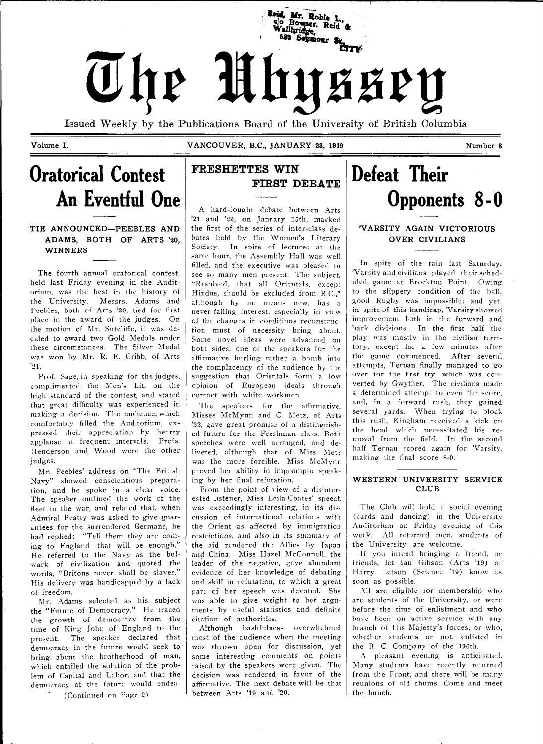Reid, Mr. Robie L.,
c/o Bowser, Reid &
Wallbridge,
525 Seymour St.,
CITY.

# The Ubyssey

Issued Weekly by the Publications Board of the University of British Columbia

Volume I. VANCOUVER, B.C., JANUARY 23, 1919 Number 8

## Oratorical Contest An Eventful One

### TIE ANNOUNCED—PEEBLES AND ADAMS, BOTH OF ARTS '20, WINNERS

The fourth annual oratorical contest, held last Friday evening in the Auditorium, was the best in the history of the University. Messrs. Adams and Peebles, both of Arts '20, tied for first place in the award of the judges. On the motion of Mr. Sutcliffe, it was decided to award two Gold Medals under these circumstances. The Silver Medal was won by Mr. R. E. Cribb, of Arts '21.

Prof. Sage, in speaking for the judges, complimented the Men's Lit. on the high standard of the contest, and stated that great difficulty was experienced in making a decision. The audience, which comfortably filled the Auditorium, expressed their appreciation by hearty applause at frequent intervals. Profs. Henderson and Wood were the other judges.

Mr. Peebles' address on "The British Navy" showed conscientious preparation, and he spoke in a clear voice. The speaker outlined the work of the fleet in the war, and related that, when Admiral Beatty was asked to give guarantees for the surrendered Germans, he had replied: "Tell them they are coming to England—that will be enough." He referred to the Navy as the bulwark of civilization and quoted the words, "Britons never shall be slaves." His delivery was handicapped by a lack of freedom.

Mr. Adams selected as his subject the "Future of Democracy." He traced the growth of democracy from the time of King John of England to the present. The speaker declared that democracy in the future would seek to bring about the brotherhood of man, which entailed the solution of the problem of Capital and Labor, and that the democracy of the future would endea-

(Continued on Page 2)

## FRESHETTES WIN FIRST DEBATE

A hard-fought debate between Arts '21 and '22, on January 15th, marked the first of the series of inter-class debates held by the Women's Literary Society. In spite of lectures at the same hour, the Assembly Hall was well filled, and the executive was pleased to see so many men present. The subject, "Resolved, that all Orientals, except Hindus, should be excluded from B.C.," although by no means new, has a never-failing interest, especially in view of the changes in conditions reconstruction must of necessity bring about. Some novel ideas were advanced on both sides, one of the speakers for the affirmative hurling rather a bomb into the complacency of the audience by the suggestion that Orientals form a low opinion of European ideals through contact with white workmen.

The speakers for the affirmative, Misses McMynn and C. Metz, of Arts '22, gave great promise of a distinguished future for the Freshman class. Both speeches were well arranged, and delivered, although that of Miss Metz was the more forcible. Miss McMynn proved her ability in impromptu speaking by her final refutation.

From the point of view of a disinterested listener, Miss Leila Coates' speech was exceedingly interesting, in its discussion of international relations with the Orient as affected by immigration restrictions, and also in its summary of the aid rendered the Allies by Japan and China. Miss Hazel McConnell, the leader of the negative, gave abundant evidence of her knowledge of debating and skill in refutation, to which a great part of her speech was devoted. She was able to give weight to her arguments by useful statistics and definite citation of authorities.

Although bashfulness overwhelmed most of the audience when the meeting was thrown open for discussion, yet some interesting comments on points raised by the speakers were given. The decision was rendered in favor of the affirmative. The next debate will be that between Arts '19 and '20.

## Defeat Their Opponents 8-0

### 'VARSITY AGAIN VICTORIOUS OVER CIVILIANS

In spite of the rain last Saturday, 'Varsity and civilians played their scheduled game at Brockton Point. Owing to the slippery condition of the ball, good Rugby was impossible; and yet, in spite of this handicap, 'Varsity showed improvement both in the forward and back divisions. In the first half the play was mostly in the civilian territory, except for a few minutes after the game commenced. After several attempts, Ternan finally managed to go over for the first try, which was converted by Gwyther. The civilians made a determined attempt to even the score, and, in a forward rush, they gained several yards. When trying to block this rush, Kingham received a kick on the head which necessitated his removal from the field. In the second half Ternan scored again for 'Varsity, making the final score 8-0.

### WESTERN UNIVERSITY SERVICE CLUB

The Club will hold a social evening (cards and dancing) in the University Auditorium on Friday evening of this week. All returned men, students of the University, are welcome.

If you intend bringing a friend, or friends, let Ian Gibson (Arts '19) or Harry Letson (Science '19) know as soon as possible.

All are eligible for membership who are students of the University, or were before the time of enlistment and who have been on active service with any branch of His Majesty's forces, or who, whether students or not, enlisted in the B. C. Company of the 196th.

A pleasant evening is anticipated. Many students have recently returned from the Front, and there will be many reunions of old chums. Come and meet the bunch.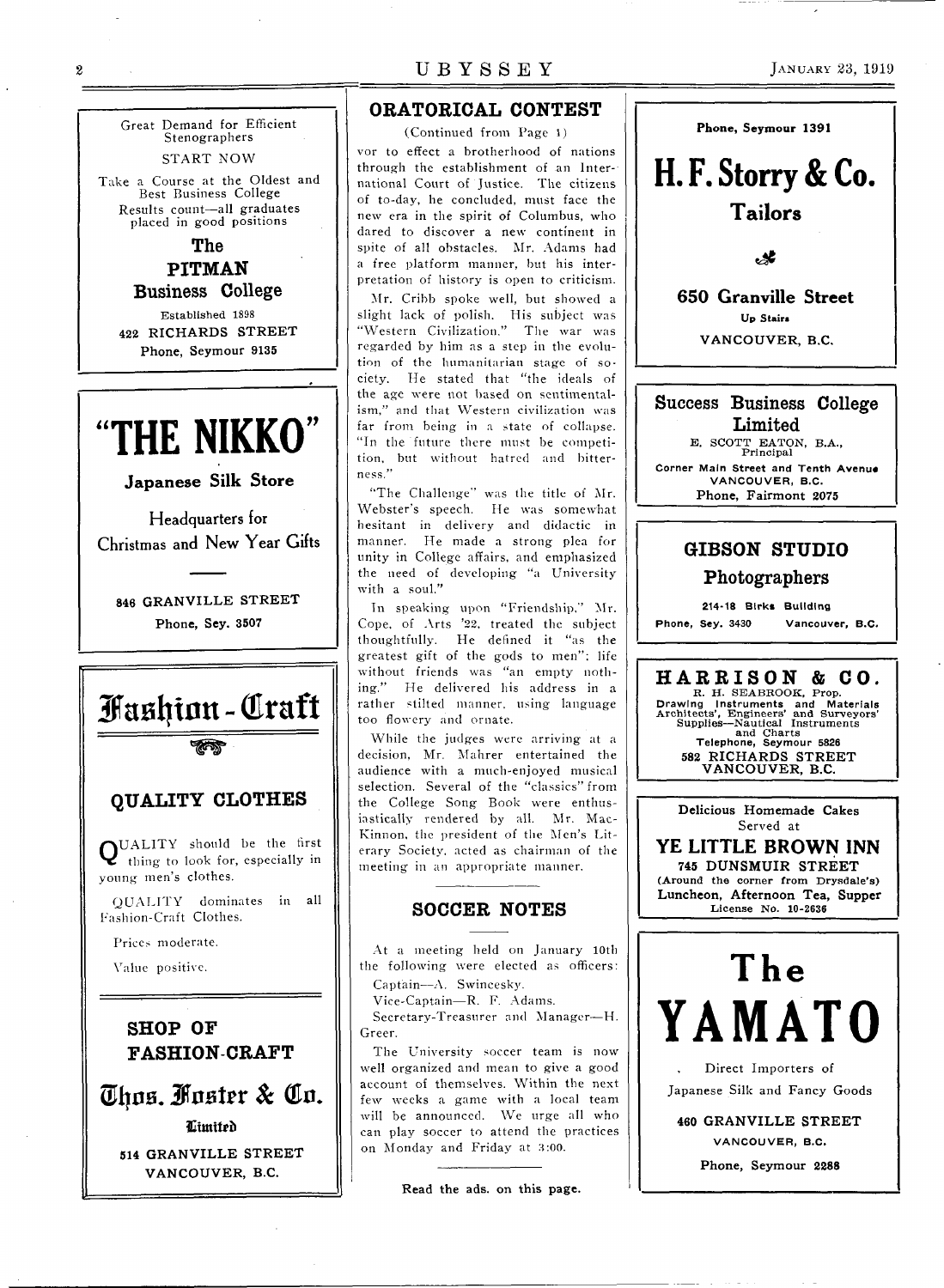Great Demand for Efficient Stenographers

START NOW

Take a Course at the Oldest and Best Business College

Results count—all graduates placed in good positions

**The**

**PITMAN**

**Business College**

Established 1898

422 RICHARDS STREET

Phone, Seymour 9135

---

# "THE NIKKO"

**Japanese Silk Store**

Headquarters for Christmas and New Year Gifts

846 GRANVILLE STREET

Phone, Sey. 3507

---

# Fashion-Craft

## QUALITY CLOTHES

QUALITY should be the first thing to look for, especially in young men's clothes.

QUALITY dominates in all Fashion-Craft Clothes.

Prices moderate.

Value positive.

**SHOP OF FASHION-CRAFT**

**Thos. Foster & Co.**

**Limited**

514 GRANVILLE STREET

VANCOUVER, B.C.

---

## ORATORICAL CONTEST

(Continued from Page 1)

vor to effect a brotherhood of nations through the establishment of an International Court of Justice. The citizens of to-day, he concluded, must face the new era in the spirit of Columbus, who dared to discover a new continent in spite of all obstacles. Mr. Adams had a free platform manner, but his interpretation of history is open to criticism.

Mr. Cribb spoke well, but showed a slight lack of polish. His subject was "Western Civilization." The war was regarded by him as a step in the evolution of the humanitarian stage of society. He stated that "the ideals of the age were not based on sentimentalism," and that Western civilization was far from being in a state of collapse. "In the future there must be competition, but without hatred and bitterness."

"The Challenge" was the title of Mr. Webster's speech. He was somewhat hesitant in delivery and didactic in manner. He made a strong plea for unity in College affairs, and emphasized the need of developing "a University with a soul."

In speaking upon "Friendship," Mr. Cope, of Arts '22, treated the subject thoughtfully. He defined it "as the greatest gift of the gods to men"; life without friends was "an empty nothing." He delivered his address in a rather stilted manner, using language too flowery and ornate.

While the judges were arriving at a decision, Mr. Mahrer entertained the audience with a much-enjoyed musical selection. Several of the "classics" from the College Song Book were enthusiastically rendered by all. Mr. MacKinnon, the president of the Men's Literary Society, acted as chairman of the meeting in an appropriate manner.

## SOCCER NOTES

At a meeting held on January 10th the following were elected as officers:

Captain—A. Swincesky.

Vice-Captain—R. F. Adams.

Secretary-Treasurer and Manager—H. Greer.

The University soccer team is now well organized and mean to give a good account of themselves. Within the next few weeks a game with a local team will be announced. We urge all who can play soccer to attend the practices on Monday and Friday at 3:00.

Read the ads. on this page.

---

**Phone, Seymour 1391**

# H. F. Storry & Co.

**Tailors**

**650 Granville Street**

Up Stairs

VANCOUVER, B.C.

---

**Success Business College Limited**

E. SCOTT EATON, B.A., Principal

Corner Main Street and Tenth Avenue

VANCOUVER, B.C.

Phone, Fairmont 2075

---

**GIBSON STUDIO**

**Photographers**

214-18 Birks Building

Phone, Sey. 3430 Vancouver, B.C.

---

**HARRISON & CO.**

R. H. SEABROOK, Prop.

Drawing Instruments and Materials

Architects', Engineers' and Surveyors' Supplies—Nautical Instruments and Charts

Telephone, Seymour 5826

582 RICHARDS STREET

VANCOUVER, B.C.

---

Delicious Homemade Cakes Served at

**YE LITTLE BROWN INN**

745 DUNSMUIR STREET

(Around the corner from Drysdale's)

Luncheon, Afternoon Tea, Supper

License No. 10-2636

---

# The YAMATO

Direct Importers of Japanese Silk and Fancy Goods

460 GRANVILLE STREET

VANCOUVER, B.C.

Phone, Seymour 2288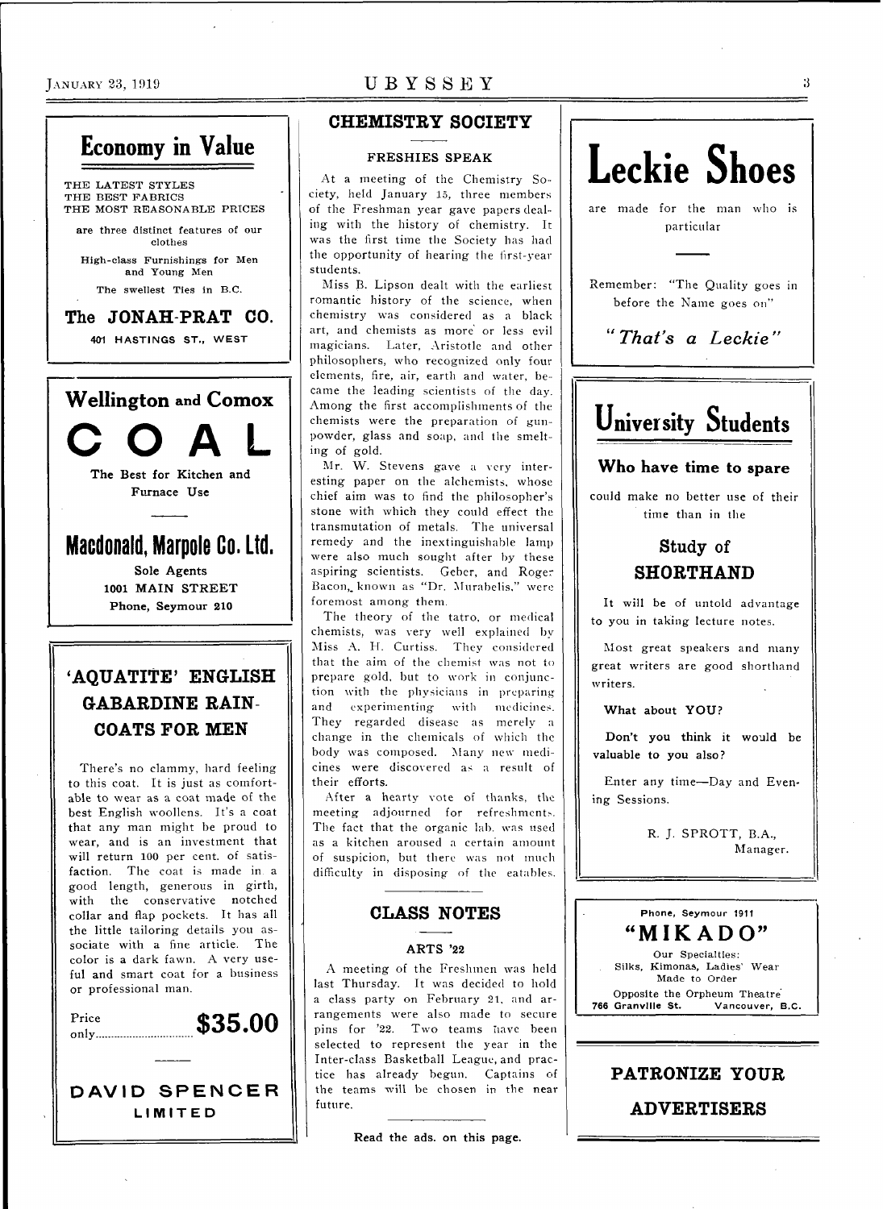## Economy in Value

THE LATEST STYLES
THE BEST FABRICS
THE MOST REASONABLE PRICES

are three distinct features of our clothes

High-class Furnishings for Men and Young Men

The swellest Ties in B.C.

**The JONAH-PRAT CO.**

401 HASTINGS ST., WEST

## Wellington and Comox

# COAL

**The Best for Kitchen and Furnace Use**

## Macdonald, Marpole Co. Ltd.

Sole Agents
1001 MAIN STREET
Phone, Seymour 210

## 'AQUATITE' ENGLISH GABARDINE RAIN-COATS FOR MEN

There's no clammy, hard feeling to this coat. It is just as comfortable to wear as a coat made of the best English woollens. It's a coat that any man might be proud to wear, and is an investment that will return 100 per cent. of satisfaction. The coat is made in a good length, generous in girth, with the conservative notched collar and flap pockets. It has all the little tailoring details you associate with a fine article. The color is a dark fawn. A very useful and smart coat for a business or professional man.

Price only................................ **$35.00**

**DAVID SPENCER LIMITED**

## CHEMISTRY SOCIETY

### FRESHIES SPEAK

At a meeting of the Chemistry Society, held January 15, three members of the Freshman year gave papers dealing with the history of chemistry. It was the first time the Society has had the opportunity of hearing the first-year students.

Miss B. Lipson dealt with the earliest romantic history of the science, when chemistry was considered as a black art, and chemists as more or less evil magicians. Later, Aristotle and other philosophers, who recognized only four elements, fire, air, earth and water, became the leading scientists of the day. Among the first accomplishments of the chemists were the preparation of gunpowder, glass and soap, and the smelting of gold.

Mr. W. Stevens gave a very interesting paper on the alchemists, whose chief aim was to find the philosopher's stone with which they could effect the transmutation of metals. The universal remedy and the inextinguishable lamp were also much sought after by these aspiring scientists. Geber, and Roger Bacon, known as "Dr. Murabelis," were foremost among them.

The theory of the iatro, or medical chemists, was very well explained by Miss A. H. Curtiss. They considered that the aim of the chemist was not to prepare gold, but to work in conjunction with the physicians in preparing and experimenting with medicines. They regarded disease as merely a change in the chemicals of which the body was composed. Many new medicines were discovered as a result of their efforts.

After a hearty vote of thanks, the meeting adjourned for refreshments. The fact that the organic lab. was used as a kitchen aroused a certain amount of suspicion, but there was not much difficulty in disposing of the eatables.

## CLASS NOTES

### ARTS '22

A meeting of the Freshmen was held last Thursday. It was decided to hold a class party on February 21, and arrangements were also made to secure pins for '22. Two teams have been selected to represent the year in the Inter-class Basketball League, and practice has already begun. Captains of the teams will be chosen in the near future.

Read the ads. on this page.

# Leckie Shoes

are made for the man who is particular

Remember: "The Quality goes in before the Name goes on"

*"That's a Leckie"*

## University Students

### Who have time to spare

could make no better use of their time than in the

### Study of SHORTHAND

It will be of untold advantage to you in taking lecture notes.

Most great speakers and many great writers are good shorthand writers.

**What about YOU?**

**Don't you think it would be valuable to you also?**

Enter any time—Day and Evening Sessions.

R. J. SPROTT, B.A.,
Manager.

Phone, Seymour 1911

## "MIKADO"

Our Specialties:
Silks, Kimonas, Ladies' Wear
Made to Order
Opposite the Orpheum Theatre
766 Granville St. Vancouver, B.C.

## PATRONIZE YOUR ADVERTISERS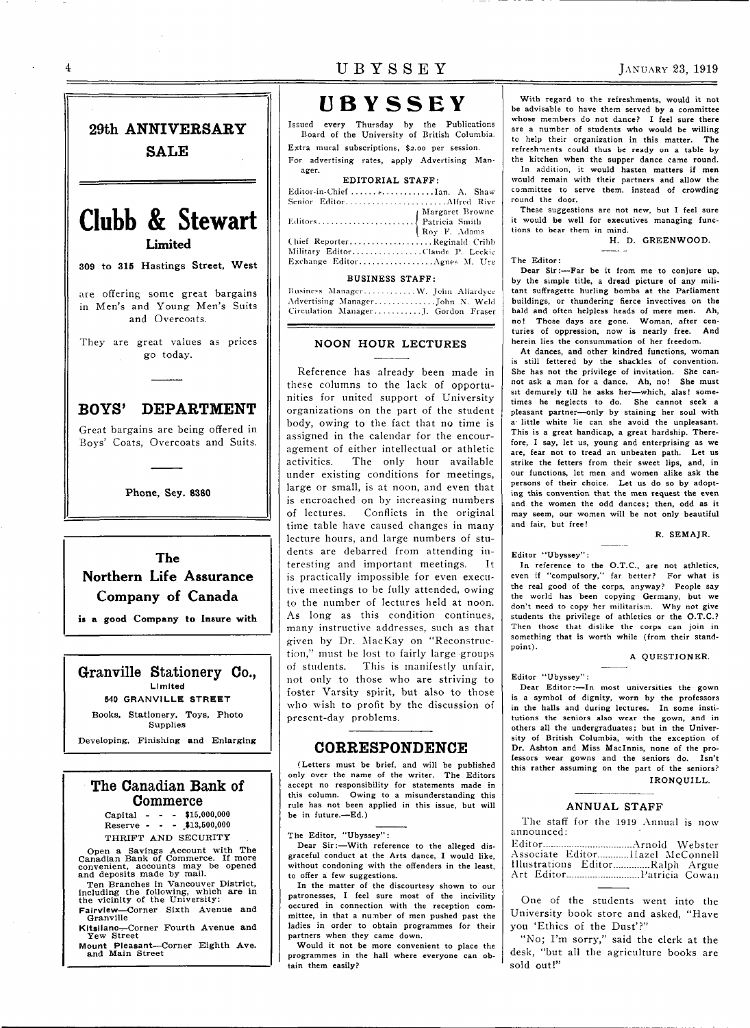## 29th ANNIVERSARY SALE

# Clubb & Stewart

**Limited**

309 to 315 Hastings Street, West

are offering some great bargains in Men's and Young Men's Suits and Overcoats.

They are great values as prices go today.

## BOYS' DEPARTMENT

Great bargains are being offered in Boys' Coats, Overcoats and Suits.

Phone, Sey. 8380

## The Northern Life Assurance Company of Canada

**is a good Company to Insure with**

## Granville Stationery Co., Limited

540 GRANVILLE STREET

Books, Stationery, Toys, Photo Supplies

Developing, Finishing and Enlarging

## The Canadian Bank of Commerce

Capital - - - $15,000,000
Reserve - - - $13,500,000

THRIFT AND SECURITY

Open a Savings Account with The Canadian Bank of Commerce. If more convenient, accounts may be opened and deposits made by mail.

Ten Branches in Vancouver District, including the following, which are in the vicinity of the University:

**Fairview**—Corner Sixth Avenue and Granville

**Kitsilano**—Corner Fourth Avenue and Yew Street

**Mount Pleasant**—Corner Eighth Ave. and Main Street

# UBYSSEY

Issued every Thursday by the Publications Board of the University of British Columbia.

Extra mural subscriptions, $2.00 per session.

For advertising rates, apply Advertising Manager.

**EDITORIAL STAFF:**

Editor-in-Chief.....................Ian. A. Shaw
Senior Editor.......................Alfred Rive
Editors.......................Margaret Browne, Patricia Smith, Roy F. Adams
Chief Reporter....................Reginald Cribb
Military Editor................Claude P. Leckie
Exchange Editor..................Agnes M. Ure

**BUSINESS STAFF:**

Business Manager............W. John Allardyce
Advertising Manager..............John N. Weld
Circulation Manager...........J. Gordon Fraser

## NOON HOUR LECTURES

Reference has already been made in these columns to the lack of opportunities for united support of University organizations on the part of the student body, owing to the fact that no time is assigned in the calendar for the encouragement of either intellectual or athletic activities. The only hour available under existing conditions for meetings, large or small, is at noon, and even that is encroached on by increasing numbers of lectures. Conflicts in the original time table have caused changes in many lecture hours, and large numbers of students are debarred from attending interesting and important meetings. It is practically impossible for even executive meetings to be fully attended, owing to the number of lectures held at noon. As long as this condition continues, many instructive addresses, such as that given by Dr. MacKay on "Reconstruction," must be lost to fairly large groups of students. This is manifestly unfair, not only to those who are striving to foster Varsity spirit, but also to those who wish to profit by the discussion of present-day problems.

## CORRESPONDENCE

(Letters must be brief, and will be published only over the name of the writer. The Editors accept no responsibility for statements made in this column. Owing to a misunderstanding this rule has not been applied in this issue, but will be in future.—Ed.)

The Editor, "Ubyssey":

Dear Sir:—With reference to the alleged disgraceful conduct at the Arts dance, I would like, without condoning with the offenders in the least, to offer a few suggestions.

In the matter of the discourtesy shown to our patronesses, I feel sure most of the incivility occured in connection with the reception committee, in that a number of men pushed past the ladies in order to obtain programmes for their partners when they came down.

Would it not be more convenient to place the programmes in the hall where everyone can obtain them easily?

With regard to the refreshments, would it not be advisable to have them served by a committee whose members do not dance? I feel sure there are a number of students who would be willing to help their organization in this matter. The refreshments could thus be ready on a table by the kitchen when the supper dance came round.

In addition, it would hasten matters if men would remain with their partners and allow the committee to serve them, instead of crowding round the door.

These suggestions are not new, but I feel sure it would be well for executives managing functions to bear them in mind.

H. D. GREENWOOD.

The Editor:

Dear Sir:—Far be it from me to conjure up, by the simple title, a dread picture of any militant suffragette hurling bombs at the Parliament buildings, or thundering fierce invectives on the bald and often helpless heads of mere men. Ah, no! Those days are gone. Woman, after centuries of oppression, now is nearly free. And herein lies the consummation of her freedom.

At dances, and other kindred functions, woman is still fettered by the shackles of convention. She has not the privilege of invitation. She cannot ask a man for a dance. Ah, no! She must sit demurely till he asks her—which, alas! sometimes he neglects to do. She cannot seek a pleasant partner—only by staining her soul with a little white lie can she avoid the unpleasant. This is a great handicap, a great hardship. Therefore, I say, let us, young and enterprising as we are, fear not to tread an unbeaten path. Let us strike the fetters from their sweet lips, and, in our functions, let men and women alike ask the persons of their choice. Let us do so by adopting this convention that the men request the even and the women the odd dances; then, odd as it may seem, our women will be not only beautiful and fair, but free!

R. SEMAJR.

Editor "Ubyssey":

In reference to the O.T.C., are not athletics, even if "compulsory," far better? For what is the real good of the corps, anyway? People say the world has been copying Germany, but we don't need to copy her militarism. Why not give students the privilege of athletics or the O.T.C.? Then those that dislike the corps can join in something that is worth while (from their standpoint).

A QUESTIONER.

Editor "Ubyssey":

Dear Editor:—In most universities the gown is a symbol of dignity, worn by the professors in the halls and during lectures. In some institutions the seniors also wear the gown, and in others all the undergraduates; but in the University of British Columbia, with the exception of Dr. Ashton and Miss MacInnis, none of the professors wear gowns and the seniors do. Isn't this rather assuming on the part of the seniors?

IRONQUILL.

## ANNUAL STAFF

The staff for the 1919 Annual is now announced:

Editor.................................Arnold Webster
Associate Editor............Hazel McConnell
Illustrations Editor..............Ralph Argue
Art Editor............................Patricia Cowan

One of the students went into the University book store and asked, "Have you 'Ethics of the Dust'?"

"No; I'm sorry," said the clerk at the desk, "but all the agriculture books are sold out!"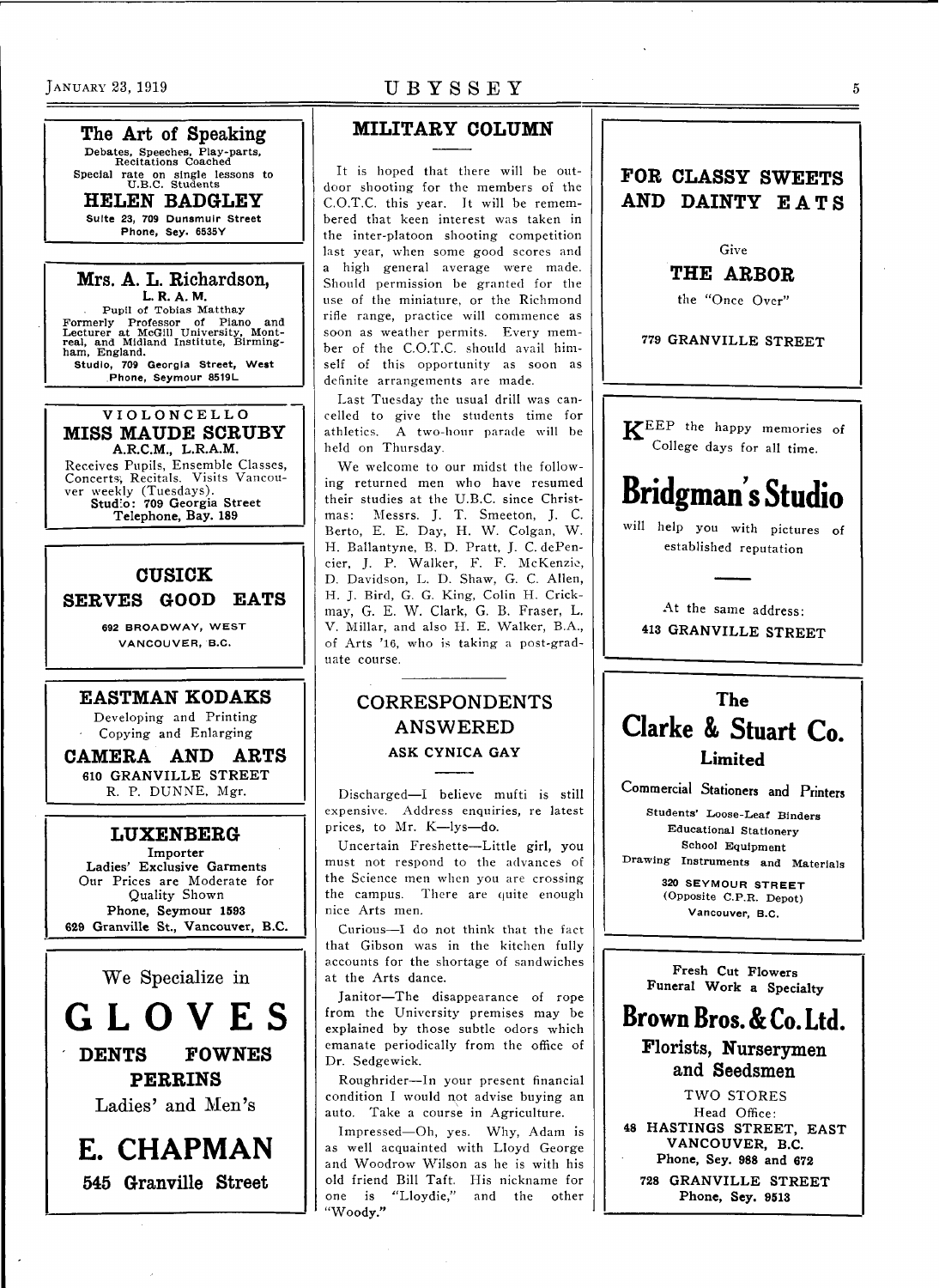**The Art of Speaking**

Debates, Speeches, Play-parts, Recitations Coached

Special rate on single lessons to U.B.C. Students

**HELEN BADGLEY**

Suite 23, 709 Dunsmuir Street
Phone, Sey. 6535Y

---

**Mrs. A. L. Richardson,**
**L. R. A. M.**

Pupil of Tobias Matthay
Formerly Professor of Piano and Lecturer at McGill University, Montreal, and Midland Institute, Birmingham, England.
Studio, 709 Georgia Street, West
Phone, Seymour 8519L

---

**VIOLONCELLO**
**MISS MAUDE SCRUBY**
**A.R.C.M., L.R.A.M.**

Receives Pupils, Ensemble Classes, Concerts, Recitals. Visits Vancouver weekly (Tuesdays).
Studio: 709 Georgia Street
Telephone, Bay. 189

---

**CUSICK**
**SERVES GOOD EATS**

692 BROADWAY, WEST
VANCOUVER, B.C.

---

**EASTMAN KODAKS**

Developing and Printing
Copying and Enlarging

**CAMERA AND ARTS**
610 GRANVILLE STREET
R. P. DUNNE, Mgr.

---

**LUXENBERG**

Importer
Ladies' Exclusive Garments
Our Prices are Moderate for Quality Shown
Phone, Seymour 1593
629 Granville St., Vancouver, B.C.

---

We Specialize in

**GLOVES**

**DENTS FOWNES**
**PERRINS**

Ladies' and Men's

**E. CHAPMAN**
**545 Granville Street**

---

## MILITARY COLUMN

It is hoped that there will be outdoor shooting for the members of the C.O.T.C. this year. It will be remembered that keen interest was taken in the inter-platoon shooting competition last year, when some good scores and a high general average were made. Should permission be granted for the use of the miniature, or the Richmond rifle range, practice will commence as soon as weather permits. Every member of the C.O.T.C. should avail himself of this opportunity as soon as definite arrangements are made.

Last Tuesday the usual drill was cancelled to give the students time for athletics. A two-hour parade will be held on Thursday.

We welcome to our midst the following returned men who have resumed their studies at the U.B.C. since Christmas: Messrs. J. T. Smeeton, J. C. Berto, E. E. Day, H. W. Colgan, W. H. Ballantyne, B. D. Pratt, J. C. dePencier, J. P. Walker, F. F. McKenzie, D. Davidson, L. D. Shaw, G. C. Allen, H. J. Bird, G. G. King, Colin H. Crickmay, G. E. W. Clark, G. B. Fraser, L. V. Millar, and also H. E. Walker, B.A., of Arts '16, who is taking a post-graduate course.

## CORRESPONDENTS ANSWERED

### ASK CYNICA GAY

Discharged—I believe mufti is still expensive. Address enquiries, re latest prices, to Mr. K—lys—do.

Uncertain Freshette—Little girl, you must not respond to the advances of the Science men when you are crossing the campus. There are quite enough nice Arts men.

Curious—I do not think that the fact that Gibson was in the kitchen fully accounts for the shortage of sandwiches at the Arts dance.

Janitor—The disappearance of rope from the University premises may be explained by those subtle odors which emanate periodically from the office of Dr. Sedgewick.

Roughrider—In your present financial condition I would not advise buying an auto. Take a course in Agriculture.

Impressed—Oh, yes. Why, Adam is as well acquainted with Lloyd George and Woodrow Wilson as he is with his old friend Bill Taft. His nickname for one is "Lloydie," and the other "Woody."

---

**FOR CLASSY SWEETS AND DAINTY EATS**

Give

**THE ARBOR**

the "Once Over"

779 GRANVILLE STREET

---

KEEP the happy memories of College days for all time.

**Bridgman's Studio**

will help you with pictures of established reputation

At the same address:
**413 GRANVILLE STREET**

---

**The**
**Clarke & Stuart Co.**
**Limited**

Commercial Stationers and Printers

Students' Loose-Leaf Binders
Educational Stationery
School Equipment
Drawing Instruments and Materials

320 SEYMOUR STREET
(Opposite C.P.R. Depot)
Vancouver, B.C.

---

Fresh Cut Flowers
Funeral Work a Specialty

**Brown Bros. & Co. Ltd.**

**Florists, Nurserymen and Seedsmen**

TWO STORES
Head Office:
48 HASTINGS STREET, EAST
VANCOUVER, B.C.
Phone, Sey. 988 and 672

728 GRANVILLE STREET
Phone, Sey. 9513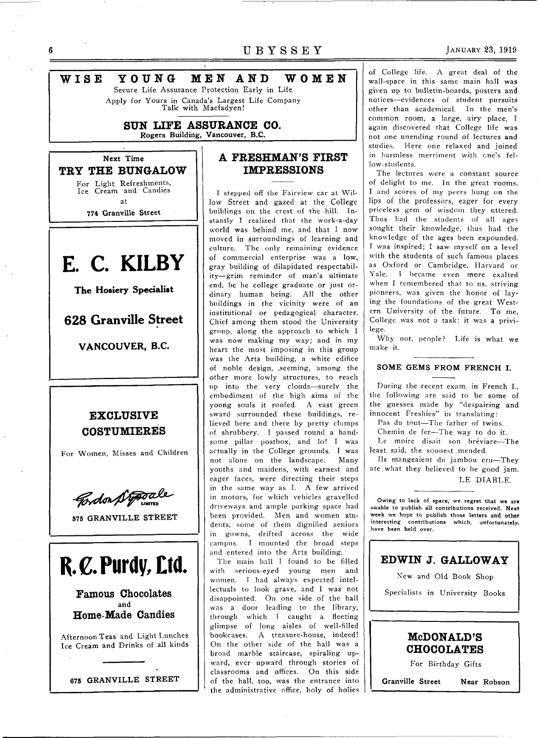## WISE YOUNG MEN AND WOMEN

Secure Life Assurance Protection Early in Life

Apply for Yours in Canada's Largest Life Company
Talk with Macfadyen!

**SUN LIFE ASSURANCE CO.**
**Rogers Building, Vancouver, B.C.**

---

Next Time

**TRY THE BUNGALOW**

For Light Refreshments, Ice Cream and Candies at

774 Granville Street

---

# E. C. KILBY

**The Hosiery Specialist**

**628 Granville Street**

**VANCOUVER, B.C.**

---

**EXCLUSIVE COSTUMIERES**

For Women, Misses and Children

Gordon Drysdale LIMITED

575 GRANVILLE STREET

---

# R. C. Purdy, Ltd.

**Famous Chocolates and Home-Made Candies**

Afternoon Teas and Light Lunches
Ice Cream and Drinks of all kinds

675 GRANVILLE STREET

---

## A FRESHMAN'S FIRST IMPRESSIONS

I stepped off the Fairview car at Willow Street and gazed at the College buildings on the crest of the hill. Instantly I realized that the work-a-day world was behind me, and that I now moved in surroundings of learning and culture. The only remaining evidence of commercial enterprise was a low, gray building of dilapidated respectability—grim reminder of man's ultimate end, be he college graduate or just ordinary human being. All the other buildings in the vicinity were of an institutional or pedagogical character. Chief among them stood the University group, along the approach to which I was now making my way; and in my heart the most imposing in this group was the Arts building, a white edifice of noble design, seeming, among the other more lowly structures, to reach up into the very clouds—surely the embodiment of the high aims of the young souls it roofed. A vast green sward surrounded these buildings, relieved here and there by pretty clumps of shrubbery. I passed round a handsome pillar postbox, and lo! I was actually in the College grounds. I was not alone on the landscape. Many youths and maidens, with earnest and eager faces, were directing their steps in the same way as I. A few arrived in motors, for which vehicles gravelled driveways and ample parking space had been provided. Men and women students, some of them dignified seniors in gowns, drifted across the wide campus. I mounted the broad steps and entered into the Arts building.

The main hall I found to be filled with serious-eyed young men and women. I had always expected intellectuals to look grave, and I was not disappointed. On one side of the hall was a door leading to the library, through which I caught a fleeting glimpse of long aisles of well-filled bookcases. A treasure-house, indeed! On the other side of the hall was a broad marble staircase, spiraling upward, ever upward through stories of classrooms and offices. On this side of the hall, too, was the entrance into the administrative office, holy of holies of College life. A great deal of the wall-space in this same main hall was given up to bulletin-boards, posters and notices—evidences of student pursuits other than academical. In the men's common room, a large, airy place, I again discovered that College life was not one unending round of lectures and studies. Here one relaxed and joined in harmless merriment with one's fellow-students.

The lectures were a constant source of delight to me. In the great rooms, I and scores of my peers hung on the lips of the professors, eager for every priceless gem of wisdom they uttered. Thus had the students of all ages sought their knowledge, thus had the knowledge of the ages been expounded. I was inspired; I saw myself on a level with the students of such famous places as Oxford or Cambridge, Harvard or Yale. I became even more exalted when I remembered that to us, striving pioneers, was given the honor of laying the foundations of the great Western University of the future. To me, College was not a task; it was a privilege.

Why not, people? Life is what we make it.

---

### SOME GEMS FROM FRENCH I.

During the recent exam. in French I., the following are said to be some of the guesses made by "despairing and innocent Freshies" in translating:

Pas du tout—The father of twins.

Chemin de fer—The way to do it.

Le moire disait son bréviare—The least said, the soonest mended.

Ils mangeaient du jambou cru—They ate what they believed to be good jam.

LE DIABLE.

---

**Owing to lack of space, we regret that we are unable to publish all contributions received. Next week we hope to publish those letters and other interesting contributions which, unfortunately, have been held over.**

---

**EDWIN J. GALLOWAY**

New and Old Book Shop

Specialists in University Books

---

**McDONALD'S CHOCOLATES**

For Birthday Gifts

**Granville Street Near Robson**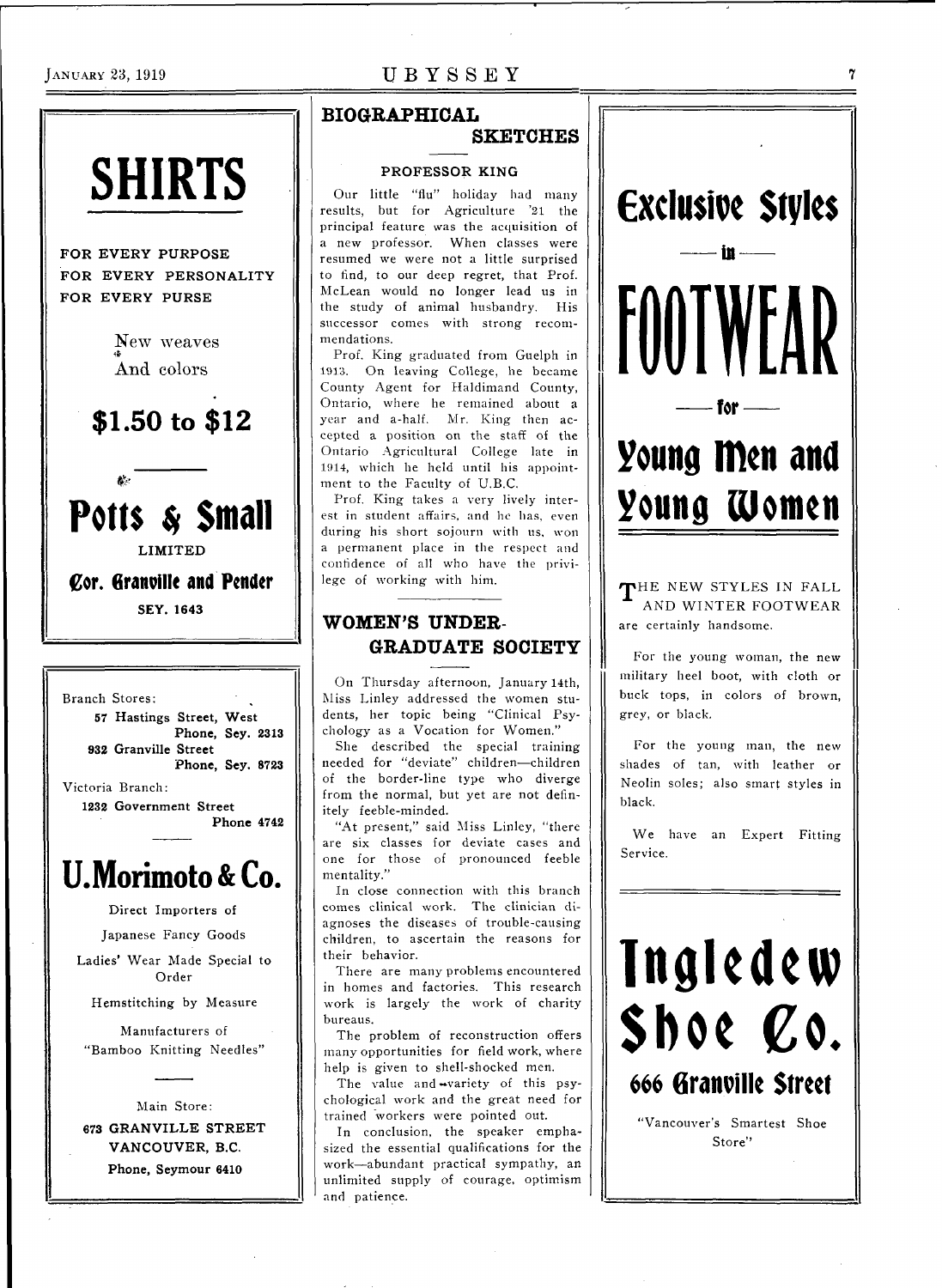# SHIRTS

**FOR EVERY PURPOSE**
**FOR EVERY PERSONALITY**
**FOR EVERY PURSE**

New weaves
And colors

## $1.50 to $12

## Potts & Small

**LIMITED**

**Cor. Granville and Pender**

**SEY. 1643**

---

Branch Stores:

**57 Hastings Street, West**
**Phone, Sey. 2313**

**932 Granville Street**
**Phone, Sey. 8723**

Victoria Branch:

**1232 Government Street**
**Phone 4742**

## U. Morimoto & Co.

Direct Importers of

Japanese Fancy Goods

Ladies' Wear Made Special to Order

Hemstitching by Measure

Manufacturers of
"Bamboo Knitting Needles"

Main Store:

**673 GRANVILLE STREET**
**VANCOUVER, B.C.**
**Phone, Seymour 6410**

---

## BIOGRAPHICAL SKETCHES

### PROFESSOR KING

Our little "flu" holiday had many results, but for Agriculture '21 the principal feature was the acquisition of a new professor. When classes were resumed we were not a little surprised to find, to our deep regret, that Prof. McLean would no longer lead us in the study of animal husbandry. His successor comes with strong recommendations.

Prof. King graduated from Guelph in 1913. On leaving College, he became County Agent for Haldimand County, Ontario, where he remained about a year and a-half. Mr. King then accepted a position on the staff of the Ontario Agricultural College late in 1914, which he held until his appointment to the Faculty of U.B.C.

Prof. King takes a very lively interest in student affairs, and he has, even during his short sojourn with us, won a permanent place in the respect and confidence of all who have the privilege of working with him.

## WOMEN'S UNDERGRADUATE SOCIETY

On Thursday afternoon, January 14th, Miss Linley addressed the women students, her topic being "Clinical Psychology as a Vocation for Women."

She described the special training needed for "deviate" children—children of the border-line type who diverge from the normal, but yet are not definitely feeble-minded.

"At present," said Miss Linley, "there are six classes for deviate cases and one for those of pronounced feeble mentality."

In close connection with this branch comes clinical work. The clinician diagnoses the diseases of trouble-causing children, to ascertain the reasons for their behavior.

There are many problems encountered in homes and factories. This research work is largely the work of charity bureaus.

The problem of reconstruction offers many opportunities for field work, where help is given to shell-shocked men.

The value and variety of this psychological work and the great need for trained workers were pointed out.

In conclusion, the speaker emphasized the essential qualifications for the work—abundant practical sympathy, an unlimited supply of courage, optimism and patience.

---

# Exclusive Styles

— in —

# FOOTWEAR

— for —

## Young Men and Young Women

THE NEW STYLES IN FALL AND WINTER FOOTWEAR are certainly handsome.

For the young woman, the new military heel boot, with cloth or buck tops, in colors of brown, grey, or black.

For the young man, the new shades of tan, with leather or Neolin soles; also smart styles in black.

We have an Expert Fitting Service.

# Ingledew Shoe Co.

## 666 Granville Street

"Vancouver's Smartest Shoe Store"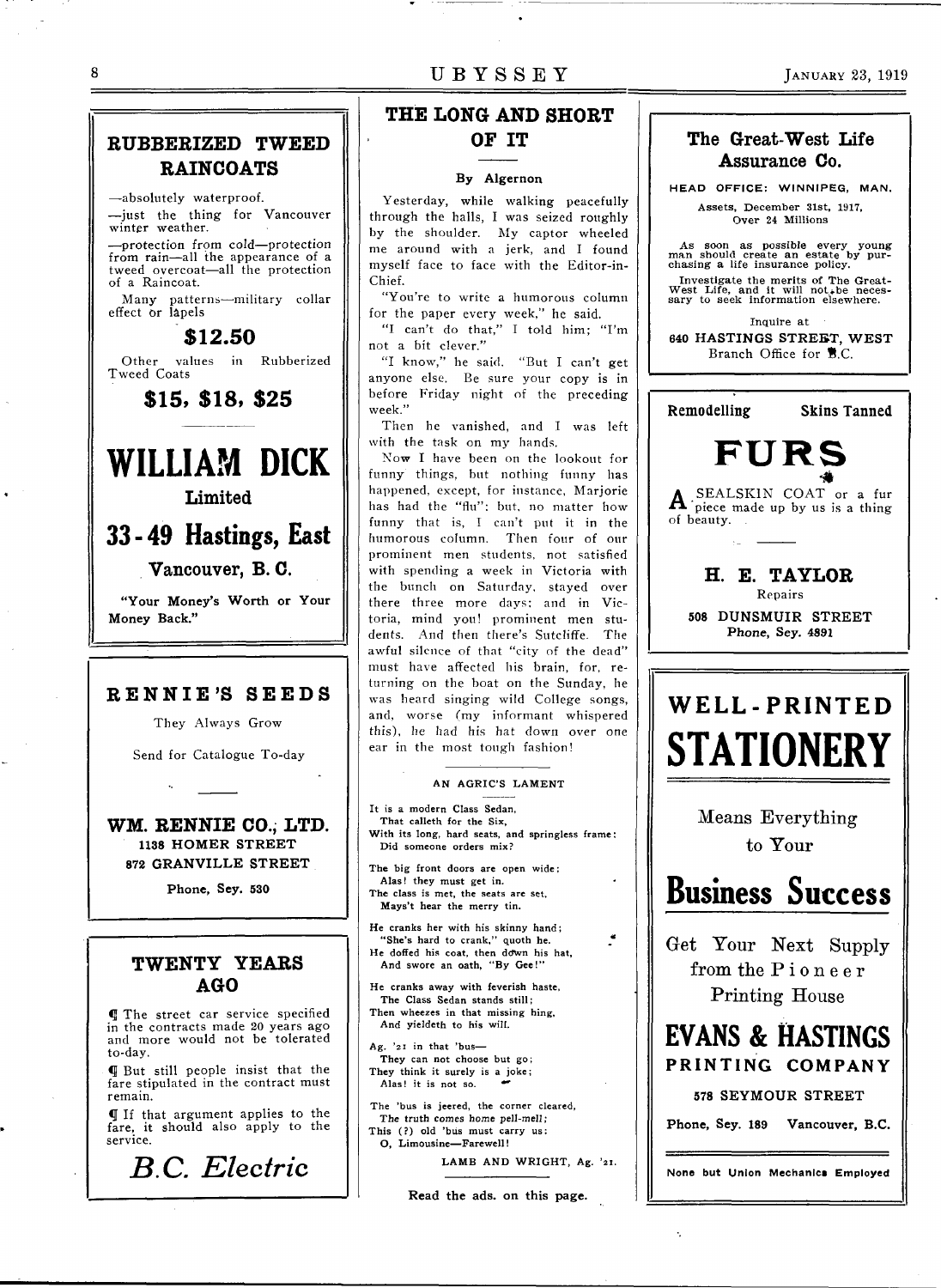## RUBBERIZED TWEED RAINCOATS

—absolutely waterproof.

—just the thing for Vancouver winter weather.

—protection from cold—protection from rain—all the appearance of a tweed overcoat—all the protection of a Raincoat.

Many patterns—military collar effect or lapels

**$12.50**

Other values in Rubberized Tweed Coats

**$15, $18, $25**

# WILLIAM DICK

**Limited**

## 33-49 Hastings, East

**Vancouver, B. C.**

"Your Money's Worth or Your Money Back."

## RENNIE'S SEEDS

They Always Grow

Send for Catalogue To-day

**WM. RENNIE CO., LTD.**
**1138 HOMER STREET**
**872 GRANVILLE STREET**

Phone, Sey. 530

## TWENTY YEARS AGO

¶ The street car service specified in the contracts made 20 years ago and more would not be tolerated to-day.

¶ But still people insist that the fare stipulated in the contract must remain.

¶ If that argument applies to the fare, it should also apply to the service.

*B.C. Electric*

## THE LONG AND SHORT OF IT

**By Algernon**

Yesterday, while walking peacefully through the halls, I was seized roughly by the shoulder. My captor wheeled me around with a jerk, and I found myself face to face with the Editor-in-Chief.

"You're to write a humorous column for the paper every week," he said.

"I can't do that," I told him; "I'm not a bit clever."

"I know," he said. "But I can't get anyone else. Be sure your copy is in before Friday night of the preceding week."

Then he vanished, and I was left with the task on my hands.

Now I have been on the lookout for funny things, but nothing funny has happened, except, for instance, Marjorie has had the "flu"; but, no matter how funny that is, I can't put it in the humorous column. Then four of our prominent men students, not satisfied with spending a week in Victoria with the bunch on Saturday, stayed over there three more days; and in Victoria, mind you! prominent men students. And then there's Sutcliffe. The awful silence of that "city of the dead" must have affected his brain, for, returning on the boat on the Sunday, he was heard singing wild College songs, and, worse (my informant whispered this), he had his hat down over one ear in the most tough fashion!

### AN AGRIC'S LAMENT

It is a modern Class Sedan,
That calleth for the Six,
With its long, hard seats, and springless frame:
Did someone orders mix?

The big front doors are open wide;
Alas! they must get in.
The class is met, the seats are set,
Mays't hear the merry tin.

He cranks her with his skinny hand;
"She's hard to crank," quoth he.
He doffed his coat, then down his hat,
And swore an oath, "By Gee!"

He cranks away with feverish haste,
The Class Sedan stands still;
Then wheezes in that missing bing,
And yieldeth to his will.

Ag. '21 in that 'bus—
They can not choose but go;
They think it surely is a joke;
Alas! it is not so.

The 'bus is jeered, the corner cleared,
The truth comes home pell-mell;
This (?) old 'bus must carry us:
O, Limousine—Farewell!

LAMB AND WRIGHT, Ag. '21.

**Read the ads. on this page.**

## The Great-West Life Assurance Co.

**HEAD OFFICE: WINNIPEG, MAN.**

Assets, December 31st, 1917, Over 24 Millions

As soon as possible every young man should create an estate by purchasing a life insurance policy.

Investigate the merits of The Great-West Life, and it will not be necessary to seek information elsewhere.

Inquire at

**640 HASTINGS STREET, WEST**
Branch Office for B.C.

**Remodelling** **Skins Tanned**

# FURS

A SEALSKIN COAT or a fur piece made up by us is a thing of beauty.

**H. E. TAYLOR**
Repairs
**508 DUNSMUIR STREET**
**Phone, Sey. 4891**

## WELL-PRINTED STATIONERY

Means Everything to Your

## Business Success

Get Your Next Supply from the Pioneer Printing House

## EVANS & HASTINGS PRINTING COMPANY

**578 SEYMOUR STREET**

**Phone, Sey. 189 Vancouver, B.C.**

**None but Union Mechanics Employed**